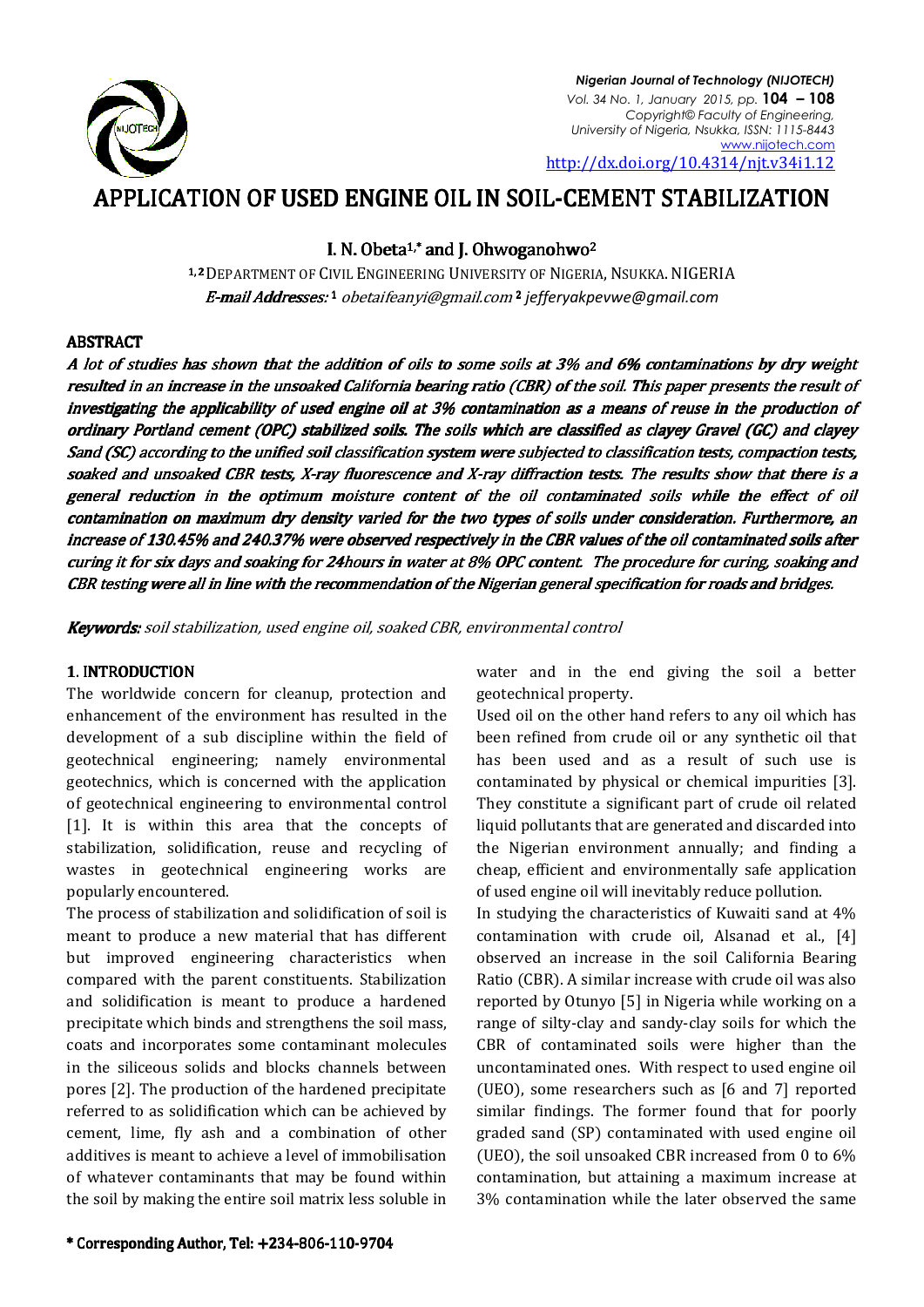# APPLICATION OF USED ENGINE OIL IN SOIL-CEMENT STABILIZATION

**I. N. Obeta[1,*] and J. Ohwoganohwo[2]**

[1, 2] DEPARTMENT OF CIVIL ENGINEERING UNIVERSITY OF NIGERIA, NSUKKA. NIGERIA

***E-mail Addresses:*** [1] *obetaifeanyi@gmail.com* [2] *jefferyakpevwe@gmail.com*

## ABSTRACT

***A lot of studies has shown that the addition of oils to some soils at 3% and 6% contaminations by dry weight resulted in an increase in the unsoaked California bearing ratio (CBR) of the soil. This paper presents the result of investigating the applicability of used engine oil at 3% contamination as a means of reuse in the production of ordinary Portland cement (OPC) stabilized soils. The soils which are classified as clayey Gravel (GC) and clayey Sand (SC) according to the unified soil classification system were subjected to classification tests, compaction tests, soaked and unsoaked CBR tests, X-ray fluorescence and X-ray diffraction tests. The results show that there is a general reduction in the optimum moisture content of the oil contaminated soils while the effect of oil contamination on maximum dry density varied for the two types of soils under consideration. Furthermore, an increase of 130.45% and 240.37% were observed respectively in the CBR values of the oil contaminated soils after curing it for six days and soaking for 24hours in water at 8% OPC content. The procedure for curing, soaking and CBR testing were all in line with the recommendation of the Nigerian general specification for roads and bridges.***

***Keywords:*** *soil stabilization, used engine oil, soaked CBR, environmental control*

## 1. INTRODUCTION

The worldwide concern for cleanup, protection and enhancement of the environment has resulted in the development of a sub discipline within the field of geotechnical engineering; namely environmental geotechnics, which is concerned with the application of geotechnical engineering to environmental control [1]. It is within this area that the concepts of stabilization, solidification, reuse and recycling of wastes in geotechnical engineering works are popularly encountered.

The process of stabilization and solidification of soil is meant to produce a new material that has different but improved engineering characteristics when compared with the parent constituents. Stabilization and solidification is meant to produce a hardened precipitate which binds and strengthens the soil mass, coats and incorporates some contaminant molecules in the siliceous solids and blocks channels between pores [2]. The production of the hardened precipitate referred to as solidification which can be achieved by cement, lime, fly ash and a combination of other additives is meant to achieve a level of immobilisation of whatever contaminants that may be found within the soil by making the entire soil matrix less soluble in water and in the end giving the soil a better geotechnical property.

Used oil on the other hand refers to any oil which has been refined from crude oil or any synthetic oil that has been used and as a result of such use is contaminated by physical or chemical impurities [3]. They constitute a significant part of crude oil related liquid pollutants that are generated and discarded into the Nigerian environment annually; and finding a cheap, efficient and environmentally safe application of used engine oil will inevitably reduce pollution.

In studying the characteristics of Kuwaiti sand at 4% contamination with crude oil, Alsanad et al., [4] observed an increase in the soil California Bearing Ratio (CBR). A similar increase with crude oil was also reported by Otunyo [5] in Nigeria while working on a range of silty-clay and sandy-clay soils for which the CBR of contaminated soils were higher than the uncontaminated ones. With respect to used engine oil (UEO), some researchers such as [6 and 7] reported similar findings. The former found that for poorly graded sand (SP) contaminated with used engine oil (UEO), the soil unsoaked CBR increased from 0 to 6% contamination, but attaining a maximum increase at 3% contamination while the later observed the same

\* Corresponding Author, Tel: +234-806-110-9704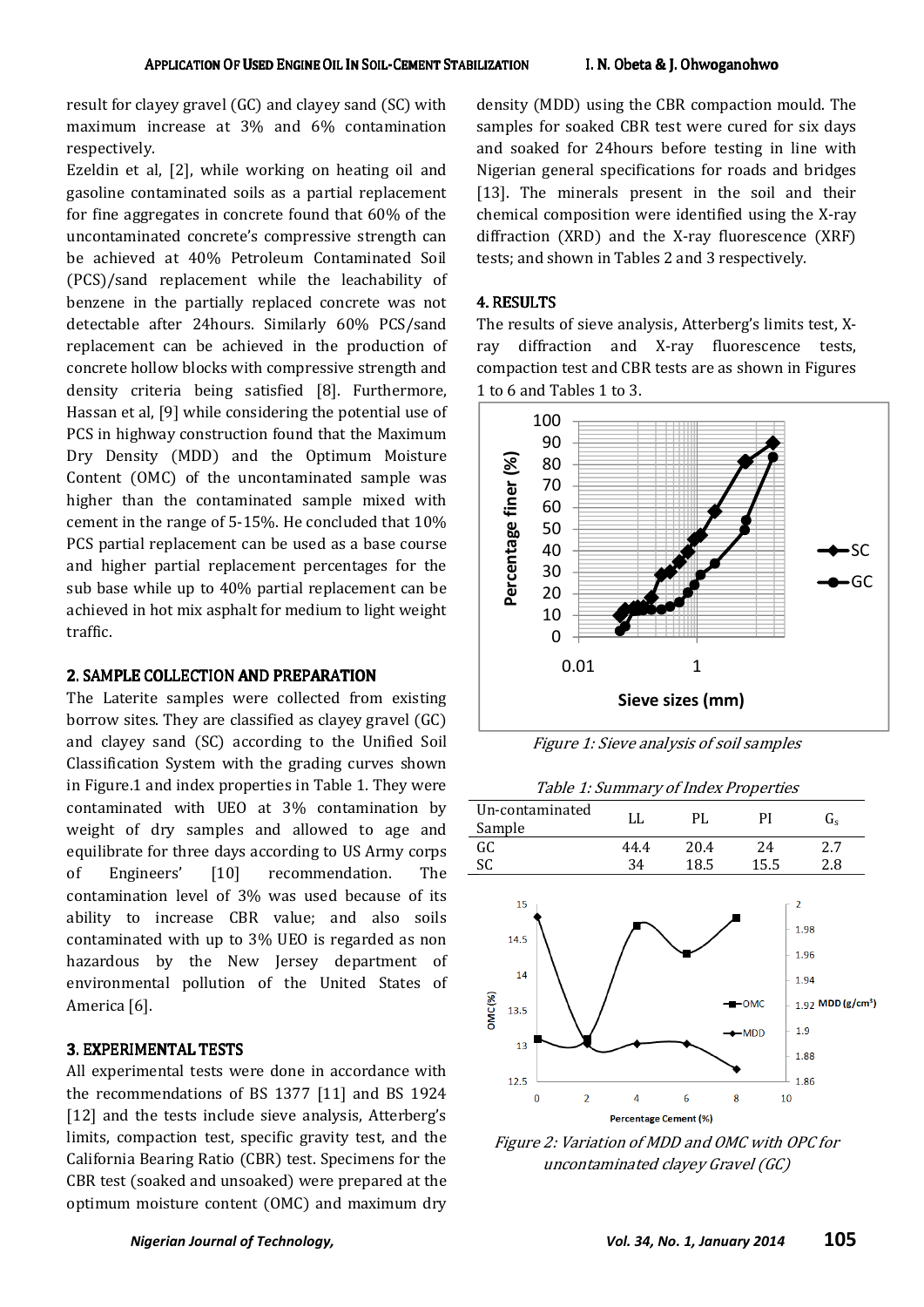result for clayey gravel (GC) and clayey sand (SC) with maximum increase at 3% and 6% contamination respectively.

Ezeldin et al, [2], while working on heating oil and gasoline contaminated soils as a partial replacement for fine aggregates in concrete found that 60% of the uncontaminated concrete's compressive strength can be achieved at 40% Petroleum Contaminated Soil (PCS)/sand replacement while the leachability of benzene in the partially replaced concrete was not detectable after 24hours. Similarly 60% PCS/sand replacement can be achieved in the production of concrete hollow blocks with compressive strength and density criteria being satisfied [8]. Furthermore, Hassan et al, [9] while considering the potential use of PCS in highway construction found that the Maximum Dry Density (MDD) and the Optimum Moisture Content (OMC) of the uncontaminated sample was higher than the contaminated sample mixed with cement in the range of 5-15%. He concluded that 10% PCS partial replacement can be used as a base course and higher partial replacement percentages for the sub base while up to 40% partial replacement can be achieved in hot mix asphalt for medium to light weight traffic.

## 2. SAMPLE COLLECTION AND PREPARATION

The Laterite samples were collected from existing borrow sites. They are classified as clayey gravel (GC) and clayey sand (SC) according to the Unified Soil Classification System with the grading curves shown in Figure.1 and index properties in Table 1. They were contaminated with UEO at 3% contamination by weight of dry samples and allowed to age and equilibrate for three days according to US Army corps of Engineers' [10] recommendation. The contamination level of 3% was used because of its ability to increase CBR value; and also soils contaminated with up to 3% UEO is regarded as non hazardous by the New Jersey department of environmental pollution of the United States of America [6].

## 3. EXPERIMENTAL TESTS

All experimental tests were done in accordance with the recommendations of BS 1377 [11] and BS 1924 [12] and the tests include sieve analysis, Atterberg's limits, compaction test, specific gravity test, and the California Bearing Ratio (CBR) test. Specimens for the CBR test (soaked and unsoaked) were prepared at the optimum moisture content (OMC) and maximum dry density (MDD) using the CBR compaction mould. The samples for soaked CBR test were cured for six days and soaked for 24hours before testing in line with Nigerian general specifications for roads and bridges [13]. The minerals present in the soil and their chemical composition were identified using the X-ray diffraction (XRD) and the X-ray fluorescence (XRF) tests; and shown in Tables 2 and 3 respectively.

## 4. RESULTS

The results of sieve analysis, Atterberg's limits test, X-ray diffraction and X-ray fluorescence tests, compaction test and CBR tests are as shown in Figures 1 to 6 and Tables 1 to 3.

*Figure 1: Sieve analysis of soil samples*

*Table 1: Summary of Index Properties*

| Un-contaminated Sample | LL | PL | PI | $G_s$ |
|---|---|---|---|---|
| GC | 44.4 | 20.4 | 24 | 2.7 |
| SC | 34 | 18.5 | 15.5 | 2.8 |

*Figure 2: Variation of MDD and OMC with OPC for uncontaminated clayey Gravel (GC)*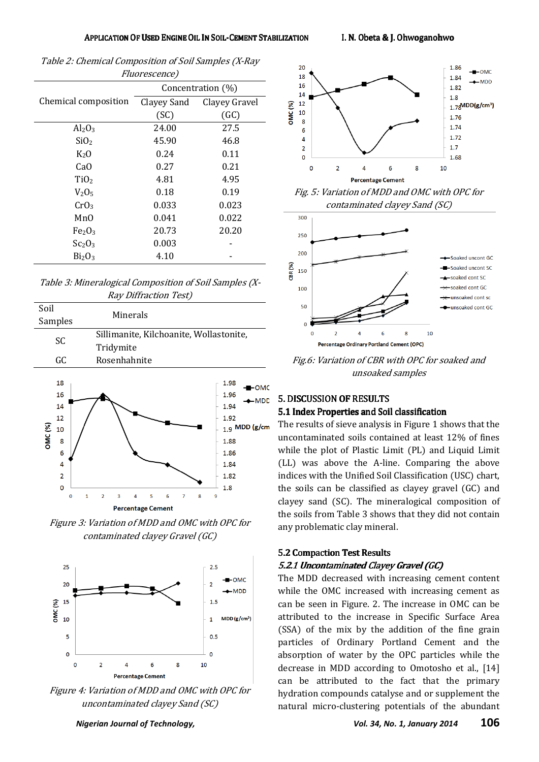Table 2: Chemical Composition of Soil Samples (X-Ray Fluorescence)

| Chemical composition | Concentration (%) | |
|---|---|---|
| | Clayey Sand (SC) | Clayey Gravel (GC) |
| $Al_2O_3$ | 24.00 | 27.5 |
| $SiO_2$ | 45.90 | 46.8 |
| $K_2O$ | 0.24 | 0.11 |
| $CaO$ | 0.27 | 0.21 |
| $TiO_2$ | 4.81 | 4.95 |
| $V_2O_5$ | 0.18 | 0.19 |
| $CrO_3$ | 0.033 | 0.023 |
| $MnO$ | 0.041 | 0.022 |
| $Fe_2O_3$ | 20.73 | 20.20 |
| $Sc_2O_3$ | 0.003 | - |
| $Bi_2O_3$ | 4.10 | - |

Table 3: Mineralogical Composition of Soil Samples (X-Ray Diffraction Test)

| Soil Samples | Minerals |
|---|---|
| SC | Sillimanite, Kilchoanite, Wollastonite, Tridymite |
| GC | Rosenhahnite |

Figure 3: Variation of MDD and OMC with OPC for contaminated clayey Gravel (GC)

Figure 4: Variation of MDD and OMC with OPC for uncontaminated clayey Sand (SC)

Fig. 5: Variation of MDD and OMC with OPC for contaminated clayey Sand (SC)

Fig.6: Variation of CBR with OPC for soaked and unsoaked samples

## 5. DISCUSSION OF RESULTS

### 5.1 Index Properties and Soil classification

The results of sieve analysis in Figure 1 shows that the uncontaminated soils contained at least 12% of fines while the plot of Plastic Limit (PL) and Liquid Limit (LL) was above the A-line. Comparing the above indices with the Unified Soil Classification (USC) chart, the soils can be classified as clayey gravel (GC) and clayey sand (SC). The mineralogical composition of the soils from Table 3 shows that they did not contain any problematic clay mineral.

### 5.2 Compaction Test Results

#### *5.2.1 Uncontaminated Clayey Gravel (GC)*

The MDD decreased with increasing cement content while the OMC increased with increasing cement as can be seen in Figure. 2. The increase in OMC can be attributed to the increase in Specific Surface Area (SSA) of the mix by the addition of the fine grain particles of Ordinary Portland Cement and the absorption of water by the OPC particles while the decrease in MDD according to Omotosho et al., [14] can be attributed to the fact that the primary hydration compounds catalyse and or supplement the natural micro-clustering potentials of the abundant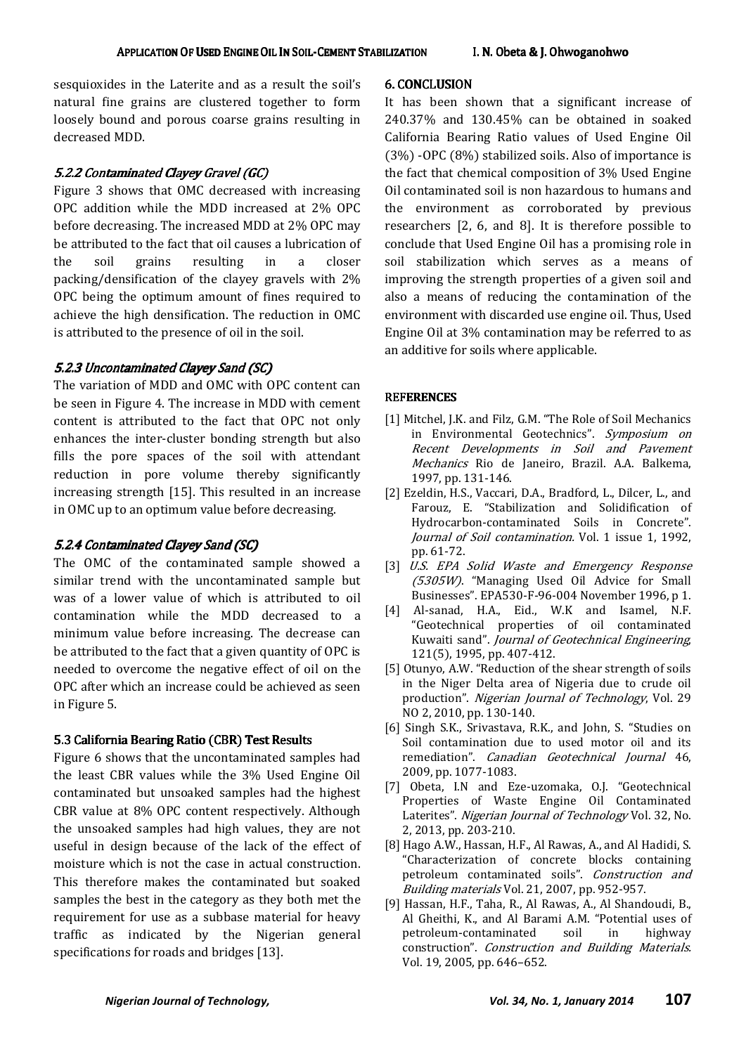sesquioxides in the Laterite and as a result the soil's natural fine grains are clustered together to form loosely bound and porous coarse grains resulting in decreased MDD.

#### *5.2.2 Contaminated Clayey Gravel (GC)*

Figure 3 shows that OMC decreased with increasing OPC addition while the MDD increased at 2% OPC before decreasing. The increased MDD at 2% OPC may be attributed to the fact that oil causes a lubrication of the soil grains resulting in a closer packing/densification of the clayey gravels with 2% OPC being the optimum amount of fines required to achieve the high densification. The reduction in OMC is attributed to the presence of oil in the soil.

#### *5.2.3 Uncontaminated Clayey Sand (SC)*

The variation of MDD and OMC with OPC content can be seen in Figure 4. The increase in MDD with cement content is attributed to the fact that OPC not only enhances the inter-cluster bonding strength but also fills the pore spaces of the soil with attendant reduction in pore volume thereby significantly increasing strength [15]. This resulted in an increase in OMC up to an optimum value before decreasing.

#### *5.2.4 Contaminated Clayey Sand (SC)*

The OMC of the contaminated sample showed a similar trend with the uncontaminated sample but was of a lower value of which is attributed to oil contamination while the MDD decreased to a minimum value before increasing. The decrease can be attributed to the fact that a given quantity of OPC is needed to overcome the negative effect of oil on the OPC after which an increase could be achieved as seen in Figure 5.

### 5.3 California Bearing Ratio (CBR) Test Results

Figure 6 shows that the uncontaminated samples had the least CBR values while the 3% Used Engine Oil contaminated but unsoaked samples had the highest CBR value at 8% OPC content respectively. Although the unsoaked samples had high values, they are not useful in design because of the lack of the effect of moisture which is not the case in actual construction. This therefore makes the contaminated but soaked samples the best in the category as they both met the requirement for use as a subbase material for heavy traffic as indicated by the Nigerian general specifications for roads and bridges [13].

## 6. CONCLUSION

It has been shown that a significant increase of 240.37% and 130.45% can be obtained in soaked California Bearing Ratio values of Used Engine Oil (3%) -OPC (8%) stabilized soils. Also of importance is the fact that chemical composition of 3% Used Engine Oil contaminated soil is non hazardous to humans and the environment as corroborated by previous researchers [2, 6, and 8]. It is therefore possible to conclude that Used Engine Oil has a promising role in soil stabilization which serves as a means of improving the strength properties of a given soil and also a means of reducing the contamination of the environment with discarded use engine oil. Thus, Used Engine Oil at 3% contamination may be referred to as an additive for soils where applicable.

## REFERENCES

[1] Mitchel, J.K. and Filz, G.M. "The Role of Soil Mechanics in Environmental Geotechnics". *Symposium on Recent Developments in Soil and Pavement Mechanics* Rio de Janeiro, Brazil. A.A. Balkema, 1997, pp. 131-146.

[2] Ezeldin, H.S., Vaccari, D.A., Bradford, L., Dilcer, L., and Farouz, E. "Stabilization and Solidification of Hydrocarbon-contaminated Soils in Concrete". *Journal of Soil contamination.* Vol. 1 issue 1, 1992, pp. 61-72.

[3] *U.S. EPA Solid Waste and Emergency Response (5305W)*. "Managing Used Oil Advice for Small Businesses". EPA530-F-96-004 November 1996, p 1.

[4] Al-sanad, H.A., Eid., W.K and Isamel, N.F. "Geotechnical properties of oil contaminated Kuwaiti sand". *Journal of Geotechnical Engineering*, 121(5), 1995, pp. 407-412.

[5] Otunyo, A.W. "Reduction of the shear strength of soils in the Niger Delta area of Nigeria due to crude oil production". *Nigerian Journal of Technology*, Vol. 29 NO 2, 2010, pp. 130-140.

[6] Singh S.K., Srivastava, R.K., and John, S. "Studies on Soil contamination due to used motor oil and its remediation". *Canadian Geotechnical Journal* 46, 2009, pp. 1077-1083.

[7] Obeta, I.N and Eze-uzomaka, O.J. "Geotechnical Properties of Waste Engine Oil Contaminated Laterites". *Nigerian Journal of Technology* Vol. 32, No. 2, 2013, pp. 203-210.

[8] Hago A.W., Hassan, H.F., Al Rawas, A., and Al Hadidi, S. "Characterization of concrete blocks containing petroleum contaminated soils". *Construction and Building materials* Vol. 21, 2007, pp. 952-957.

[9] Hassan, H.F., Taha, R., Al Rawas, A., Al Shandoudi, B., Al Gheithi, K., and Al Barami A.M. "Potential uses of petroleum-contaminated soil in highway construction". *Construction and Building Materials.* Vol. 19, 2005, pp. 646–652.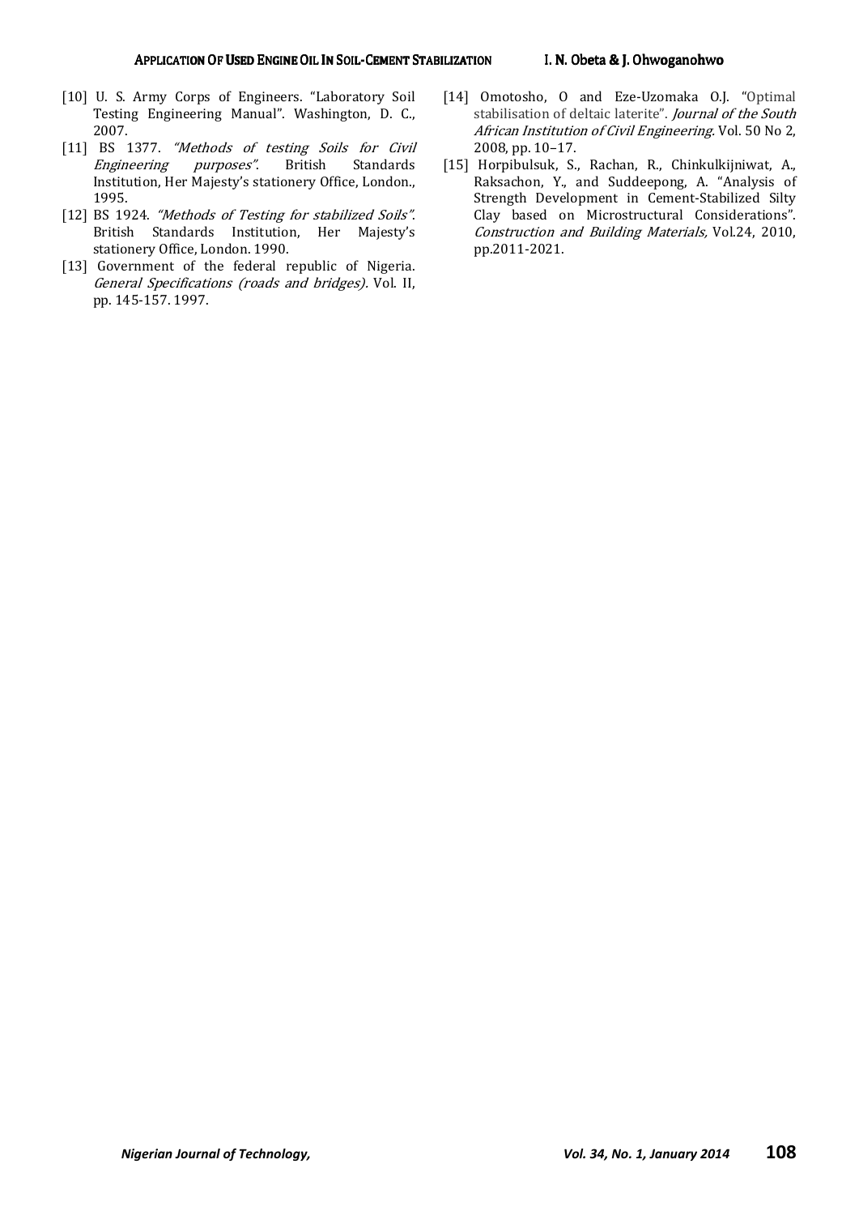[10] U. S. Army Corps of Engineers. "Laboratory Soil Testing Engineering Manual". Washington, D. C., 2007.

[11] BS 1377. *"Methods of testing Soils for Civil Engineering purposes"*. British Standards Institution, Her Majesty's stationery Office, London., 1995.

[12] BS 1924. *"Methods of Testing for stabilized Soils"*. British Standards Institution, Her Majesty's stationery Office, London. 1990.

[13] Government of the federal republic of Nigeria. *General Specifications (roads and bridges)*. Vol. II, pp. 145-157. 1997.

[14] Omotosho, O and Eze-Uzomaka O.J. "Optimal stabilisation of deltaic laterite". *Journal of the South African Institution of Civil Engineering*. Vol. 50 No 2, 2008, pp. 10–17.

[15] Horpibulsuk, S., Rachan, R., Chinkulkijniwat, A., Raksachon, Y., and Suddeepong, A. "Analysis of Strength Development in Cement-Stabilized Silty Clay based on Microstructural Considerations". *Construction and Building Materials,* Vol.24, 2010, pp.2011-2021.